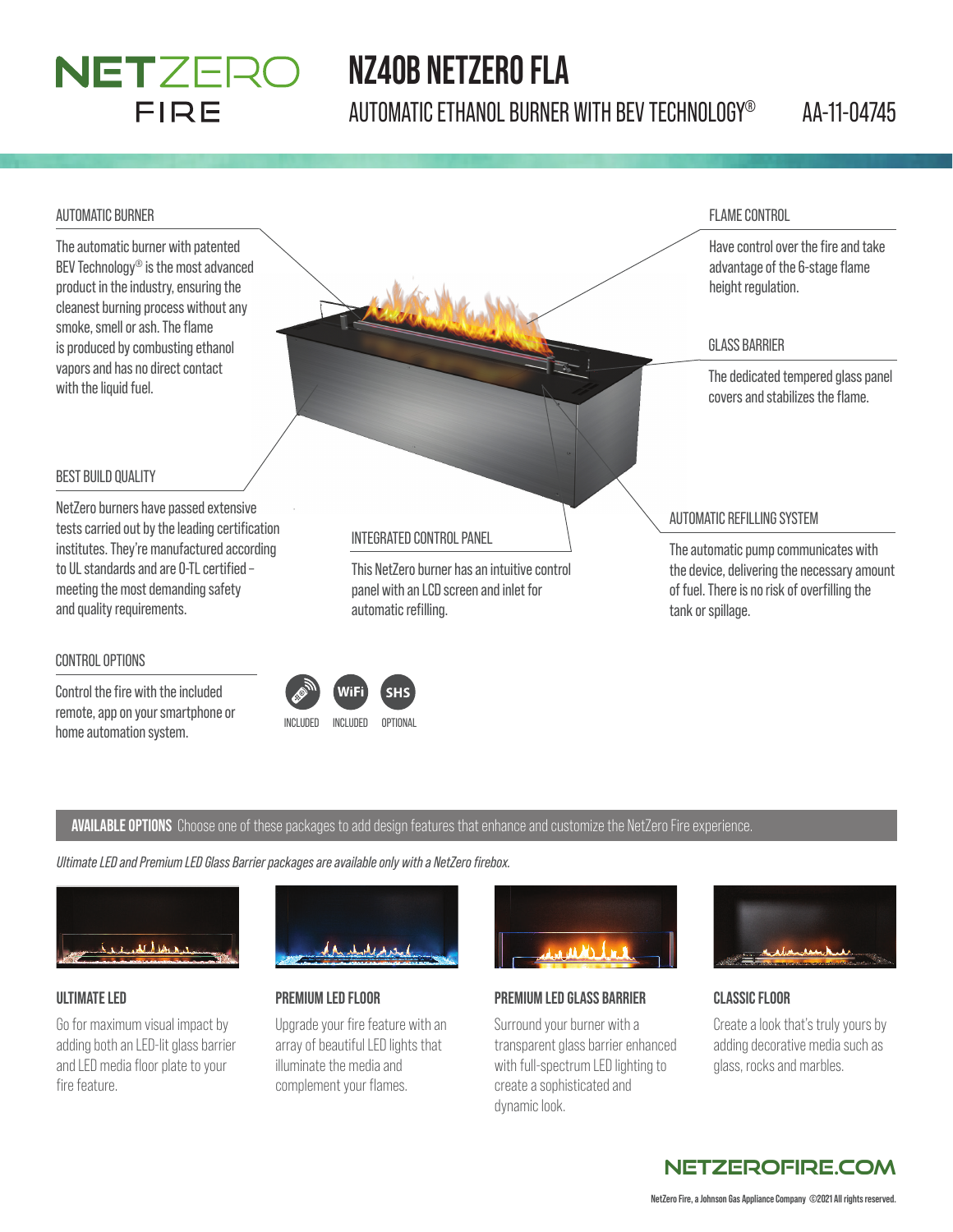# NETZERO FIRE

# NZ40B NETZERO FLA

## AUTOMATIC ETHANOL BURNER WITH BEV TECHNOLOGY® AA-11-04745

### AUTOMATIC BURNER

The automatic burner with patented BEV Technology® is the most advanced product in the industry, ensuring the cleanest burning process without any smoke, smell or ash. The flame is produced by combusting ethanol vapors and has no direct contact with the liquid fuel.

### FLAME CONTROL

Have control over the fire and take advantage of the 6-stage flame height regulation.

### GLASS BARRIER

The dedicated tempered glass panel covers and stabilizes the flame.

### BEST BUILD QUALITY

NetZero burners have passed extensive tests carried out by the leading certification institutes. They're manufactured according to UL standards and are O-TL certified – meeting the most demanding safety and quality requirements.

### INTEGRATED CONTROL PANEL

This NetZero burner has an intuitive control panel with an LCD screen and inlet for automatic refilling.

### AUTOMATIC REFILLING SYSTEM

The automatic pump communicates with the device, delivering the necessary amount of fuel. There is no risk of overfilling the tank or spillage.

### CONTROL OPTIONS

Control the fire with the included remote, app on your smartphone or home automation system.

| Remote | WiFi | SHS |
|---|---|---|
| INCLUDED | INCLUDED | OPTIONAL |

**AVAILABLE OPTIONS** Choose one of these packages to add design features that enhance and customize the NetZero Fire experience.

*Ultimate LED and Premium LED Glass Barrier packages are available only with a NetZero firebox.*

### ULTIMATE LED

Go for maximum visual impact by adding both an LED-lit glass barrier and LED media floor plate to your fire feature.

### PREMIUM LED FLOOR

Upgrade your fire feature with an array of beautiful LED lights that illuminate the media and complement your flames.

### PREMIUM LED GLASS BARRIER

Surround your burner with a transparent glass barrier enhanced with full-spectrum LED lighting to create a sophisticated and dynamic look.

### CLASSIC FLOOR

Create a look that's truly yours by adding decorative media such as glass, rocks and marbles.

**NETZEROFIRE.COM**

NetZero Fire, a Johnson Gas Appliance Company ©2021 All rights reserved.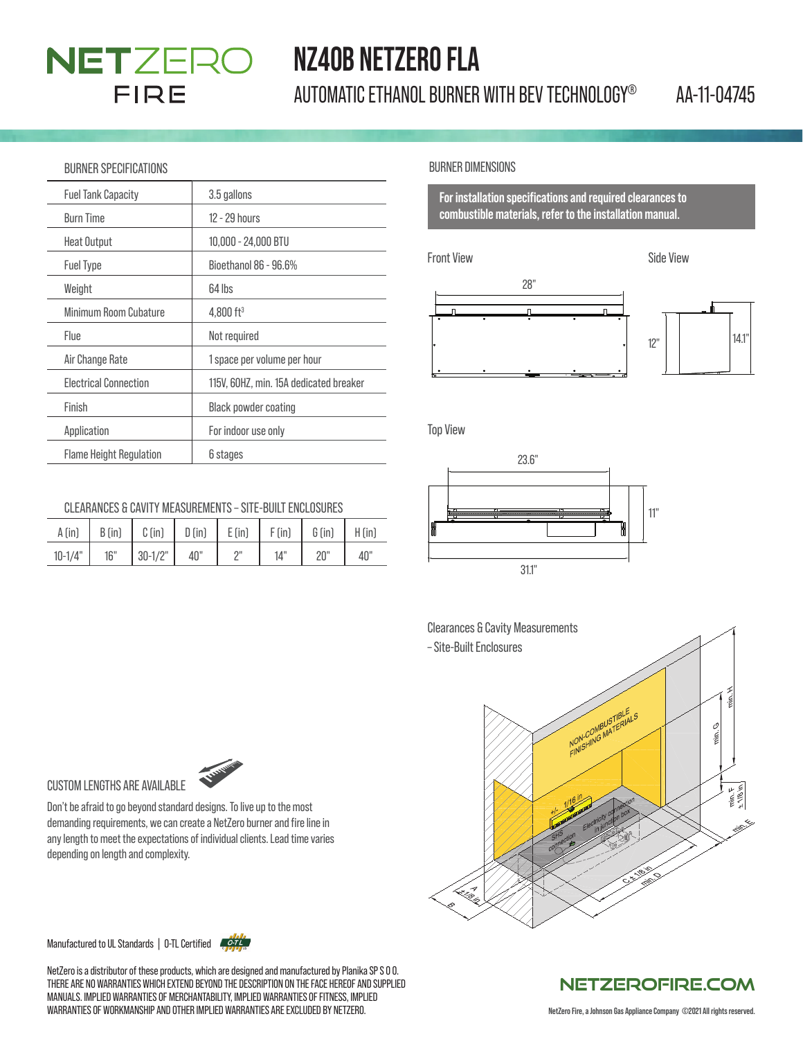# NZ40B NETZERO FLA

AUTOMATIC ETHANOL BURNER WITH BEV TECHNOLOGY® AA-11-04745

## BURNER SPECIFICATIONS

| | |
|---|---|
| Fuel Tank Capacity | 3.5 gallons |
| Burn Time | 12 - 29 hours |
| Heat Output | 10,000 - 24,000 BTU |
| Fuel Type | Bioethanol 86 - 96.6% |
| Weight | 64 lbs |
| Minimum Room Cubature | 4,800 ft³ |
| Flue | Not required |
| Air Change Rate | 1 space per volume per hour |
| Electrical Connection | 115V, 60HZ, min. 15A dedicated breaker |
| Finish | Black powder coating |
| Application | For indoor use only |
| Flame Height Regulation | 6 stages |

## CLEARANCES & CAVITY MEASUREMENTS – SITE-BUILT ENCLOSURES

| A (in) | B (in) | C (in) | D (in) | E (in) | F (in) | G (in) | H (in) |
|---|---|---|---|---|---|---|---|
| 10-1/4" | 16" | 30-1/2" | 40" | 2" | 14" | 20" | 40" |

## BURNER DIMENSIONS

**For installation specifications and required clearances to combustible materials, refer to the installation manual.**

Front View

28"

Side View

12"

14.1"

Top View

23.6"

11"

31.1"

Clearances & Cavity Measurements – Site-Built Enclosures

NON-COMBUSTIBLE FINISHING MATERIALS

+/- 1/16 in

SHS connection

Electricity connection in junction box

A ± 1/8 in

B

C ± 1/8 in

min. D

min. E

min. F ± 1/8 in

min. G

min. H

## CUSTOM LENGTHS ARE AVAILABLE

Don't be afraid to go beyond standard designs. To live up to the most demanding requirements, we can create a NetZero burner and fire line in any length to meet the expectations of individual clients. Lead time varies depending on length and complexity.

Manufactured to UL Standards | O-TL Certified

NetZero is a distributor of these products, which are designed and manufactured by Planika SP S O O. THERE ARE NO WARRANTIES WHICH EXTEND BEYOND THE DESCRIPTION ON THE FACE HEREOF AND SUPPLIED MANUALS. IMPLIED WARRANTIES OF MERCHANTABILITY, IMPLIED WARRANTIES OF FITNESS, IMPLIED WARRANTIES OF WORKMANSHIP AND OTHER IMPLIED WARRANTIES ARE EXCLUDED BY NETZERO.

NETZEROFIRE.COM

NetZero Fire, a Johnson Gas Appliance Company ©2021 All rights reserved.